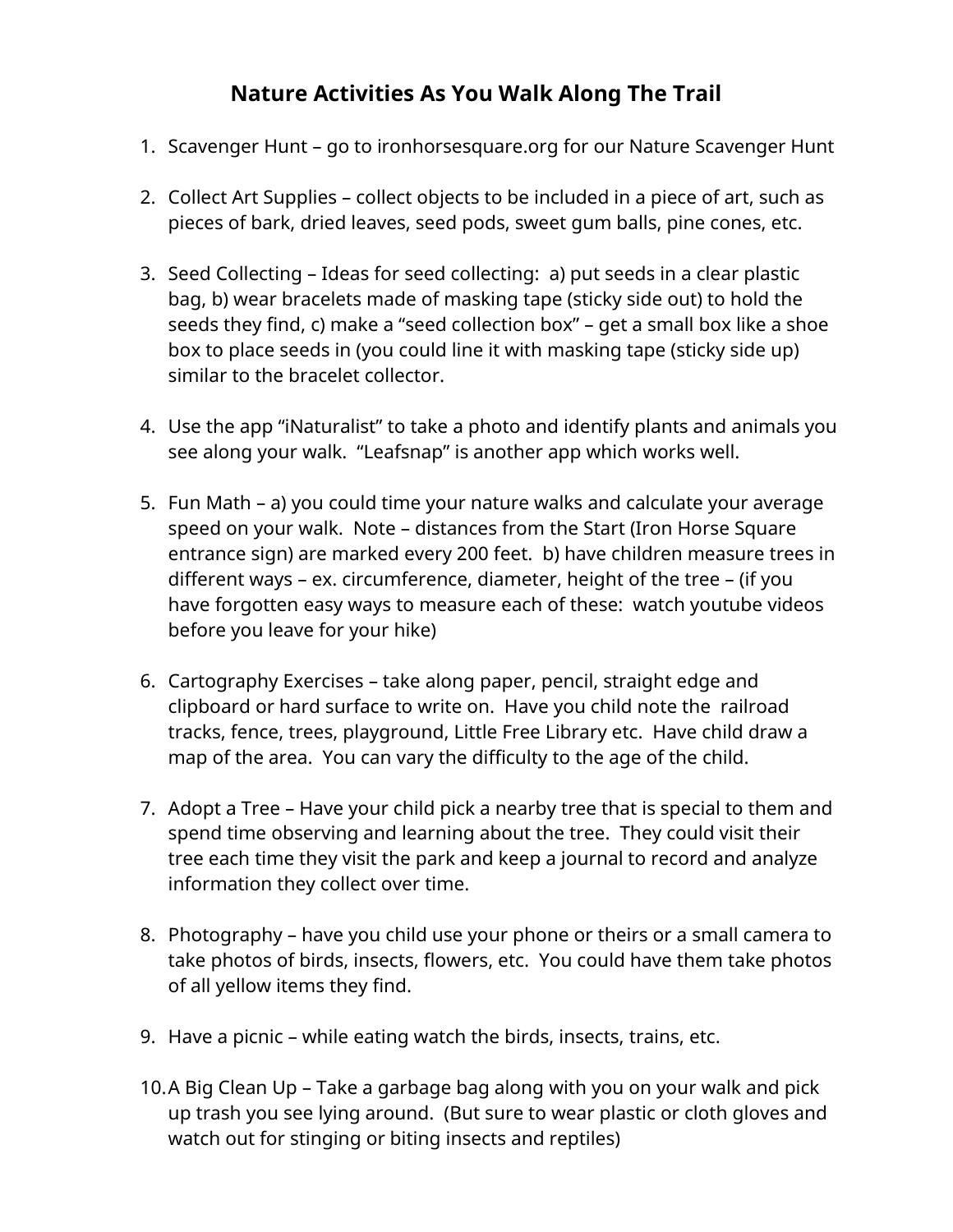# Nature Activities As You Walk Along The Trail

1. Scavenger Hunt – go to ironhorsesquare.org for our Nature Scavenger Hunt

2. Collect Art Supplies – collect objects to be included in a piece of art, such as pieces of bark, dried leaves, seed pods, sweet gum balls, pine cones, etc.

3. Seed Collecting – Ideas for seed collecting: a) put seeds in a clear plastic bag, b) wear bracelets made of masking tape (sticky side out) to hold the seeds they find, c) make a "seed collection box" – get a small box like a shoe box to place seeds in (you could line it with masking tape (sticky side up) similar to the bracelet collector.

4. Use the app "iNaturalist" to take a photo and identify plants and animals you see along your walk. "Leafsnap" is another app which works well.

5. Fun Math – a) you could time your nature walks and calculate your average speed on your walk. Note – distances from the Start (Iron Horse Square entrance sign) are marked every 200 feet. b) have children measure trees in different ways – ex. circumference, diameter, height of the tree – (if you have forgotten easy ways to measure each of these: watch youtube videos before you leave for your hike)

6. Cartography Exercises – take along paper, pencil, straight edge and clipboard or hard surface to write on. Have you child note the railroad tracks, fence, trees, playground, Little Free Library etc. Have child draw a map of the area. You can vary the difficulty to the age of the child.

7. Adopt a Tree – Have your child pick a nearby tree that is special to them and spend time observing and learning about the tree. They could visit their tree each time they visit the park and keep a journal to record and analyze information they collect over time.

8. Photography – have you child use your phone or theirs or a small camera to take photos of birds, insects, flowers, etc. You could have them take photos of all yellow items they find.

9. Have a picnic – while eating watch the birds, insects, trains, etc.

10. A Big Clean Up – Take a garbage bag along with you on your walk and pick up trash you see lying around. (But sure to wear plastic or cloth gloves and watch out for stinging or biting insects and reptiles)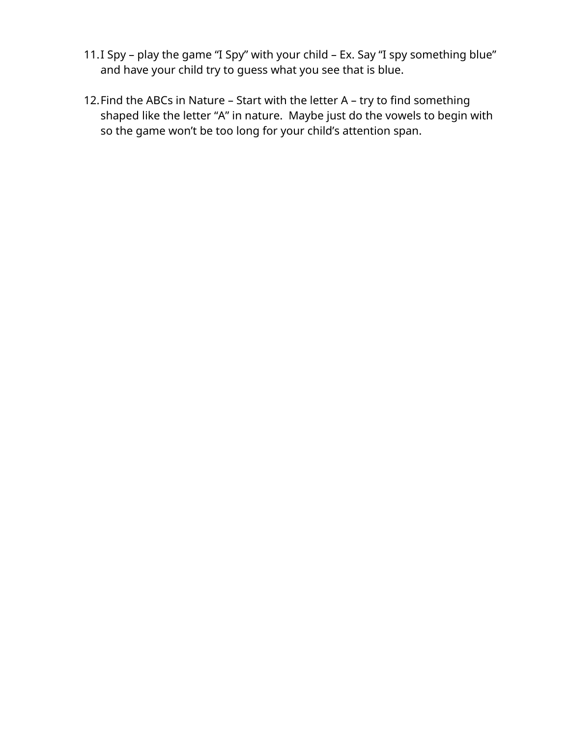11. I Spy – play the game “I Spy” with your child – Ex. Say “I spy something blue” and have your child try to guess what you see that is blue.

12. Find the ABCs in Nature – Start with the letter A – try to find something shaped like the letter “A” in nature. Maybe just do the vowels to begin with so the game won’t be too long for your child’s attention span.